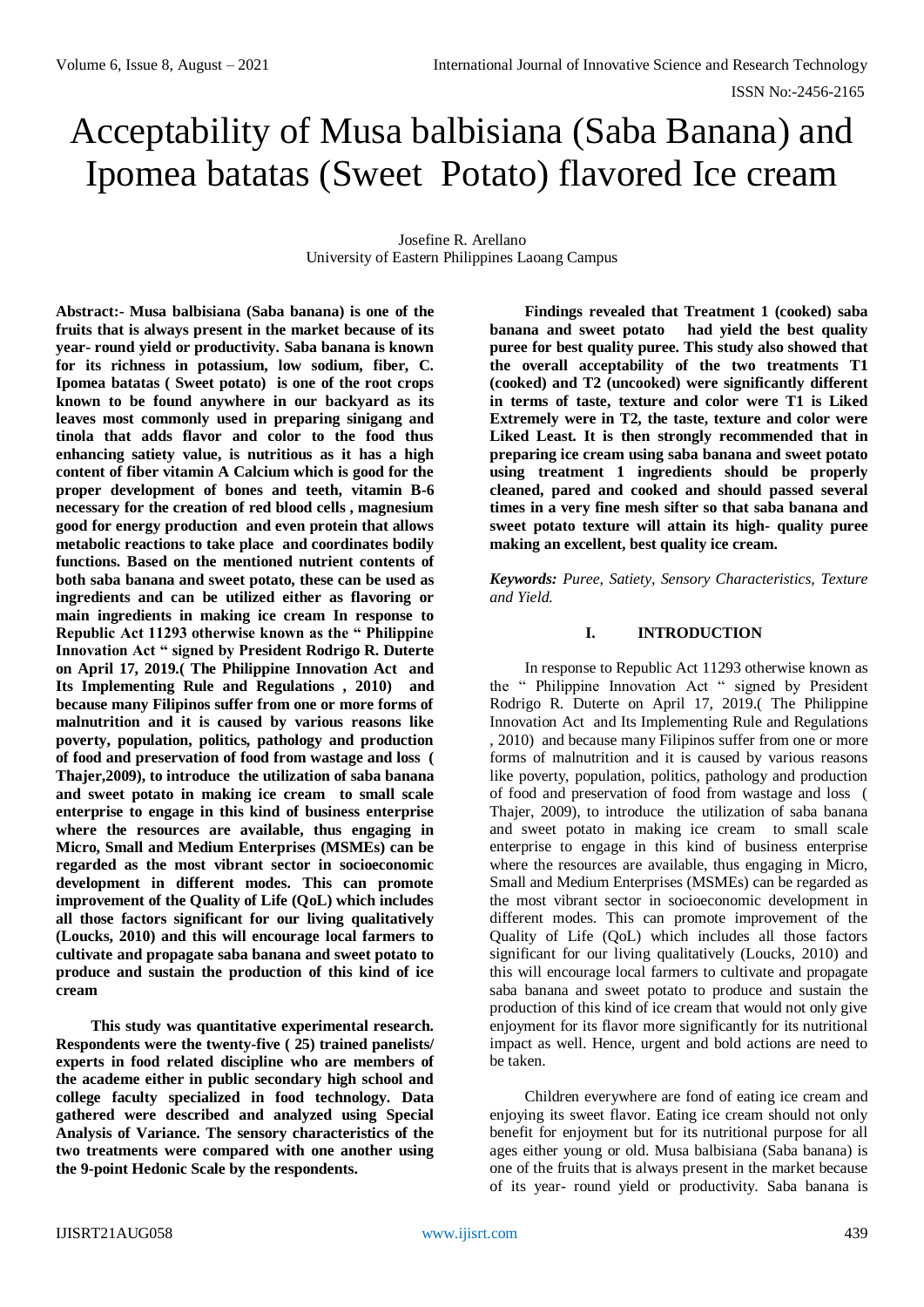# Acceptability of Musa balbisiana (Saba Banana) and Ipomea batatas (Sweet Potato) flavored Ice cream

Josefine R. Arellano
University of Eastern Philippines Laoang Campus

**Abstract:- Musa balbisiana (Saba banana) is one of the fruits that is always present in the market because of its year- round yield or productivity. Saba banana is known for its richness in potassium, low sodium, fiber, C. Ipomea batatas ( Sweet potato) is one of the root crops known to be found anywhere in our backyard as its leaves most commonly used in preparing sinigang and tinola that adds flavor and color to the food thus enhancing satiety value, is nutritious as it has a high content of fiber vitamin A Calcium which is good for the proper development of bones and teeth, vitamin B-6 necessary for the creation of red blood cells , magnesium good for energy production and even protein that allows metabolic reactions to take place and coordinates bodily functions. Based on the mentioned nutrient contents of both saba banana and sweet potato, these can be used as ingredients and can be utilized either as flavoring or main ingredients in making ice cream In response to Republic Act 11293 otherwise known as the " Philippine Innovation Act " signed by President Rodrigo R. Duterte on April 17, 2019.( The Philippine Innovation Act and Its Implementing Rule and Regulations , 2010) and because many Filipinos suffer from one or more forms of malnutrition and it is caused by various reasons like poverty, population, politics, pathology and production of food and preservation of food from wastage and loss ( Thajer,2009), to introduce the utilization of saba banana and sweet potato in making ice cream to small scale enterprise to engage in this kind of business enterprise where the resources are available, thus engaging in Micro, Small and Medium Enterprises (MSMEs) can be regarded as the most vibrant sector in socioeconomic development in different modes. This can promote improvement of the Quality of Life (QoL) which includes all those factors significant for our living qualitatively (Loucks, 2010) and this will encourage local farmers to cultivate and propagate saba banana and sweet potato to produce and sustain the production of this kind of ice cream**

**This study was quantitative experimental research. Respondents were the twenty-five ( 25) trained panelists/ experts in food related discipline who are members of the academe either in public secondary high school and college faculty specialized in food technology. Data gathered were described and analyzed using Special Analysis of Variance. The sensory characteristics of the two treatments were compared with one another using the 9-point Hedonic Scale by the respondents.**

**Findings revealed that Treatment 1 (cooked) saba banana and sweet potato had yield the best quality puree for best quality puree. This study also showed that the overall acceptability of the two treatments T1 (cooked) and T2 (uncooked) were significantly different in terms of taste, texture and color were T1 is Liked Extremely were in T2, the taste, texture and color were Liked Least. It is then strongly recommended that in preparing ice cream using saba banana and sweet potato using treatment 1 ingredients should be properly cleaned, pared and cooked and should passed several times in a very fine mesh sifter so that saba banana and sweet potato texture will attain its high- quality puree making an excellent, best quality ice cream.**

***Keywords:*** *Puree, Satiety, Sensory Characteristics, Texture and Yield.*

## I. INTRODUCTION

In response to Republic Act 11293 otherwise known as the " Philippine Innovation Act " signed by President Rodrigo R. Duterte on April 17, 2019.( The Philippine Innovation Act and Its Implementing Rule and Regulations , 2010) and because many Filipinos suffer from one or more forms of malnutrition and it is caused by various reasons like poverty, population, politics, pathology and production of food and preservation of food from wastage and loss ( Thajer, 2009), to introduce the utilization of saba banana and sweet potato in making ice cream to small scale enterprise to engage in this kind of business enterprise where the resources are available, thus engaging in Micro, Small and Medium Enterprises (MSMEs) can be regarded as the most vibrant sector in socioeconomic development in different modes. This can promote improvement of the Quality of Life (QoL) which includes all those factors significant for our living qualitatively (Loucks, 2010) and this will encourage local farmers to cultivate and propagate saba banana and sweet potato to produce and sustain the production of this kind of ice cream that would not only give enjoyment for its flavor more significantly for its nutritional impact as well. Hence, urgent and bold actions are need to be taken.

Children everywhere are fond of eating ice cream and enjoying its sweet flavor. Eating ice cream should not only benefit for enjoyment but for its nutritional purpose for all ages either young or old. Musa balbisiana (Saba banana) is one of the fruits that is always present in the market because of its year- round yield or productivity. Saba banana is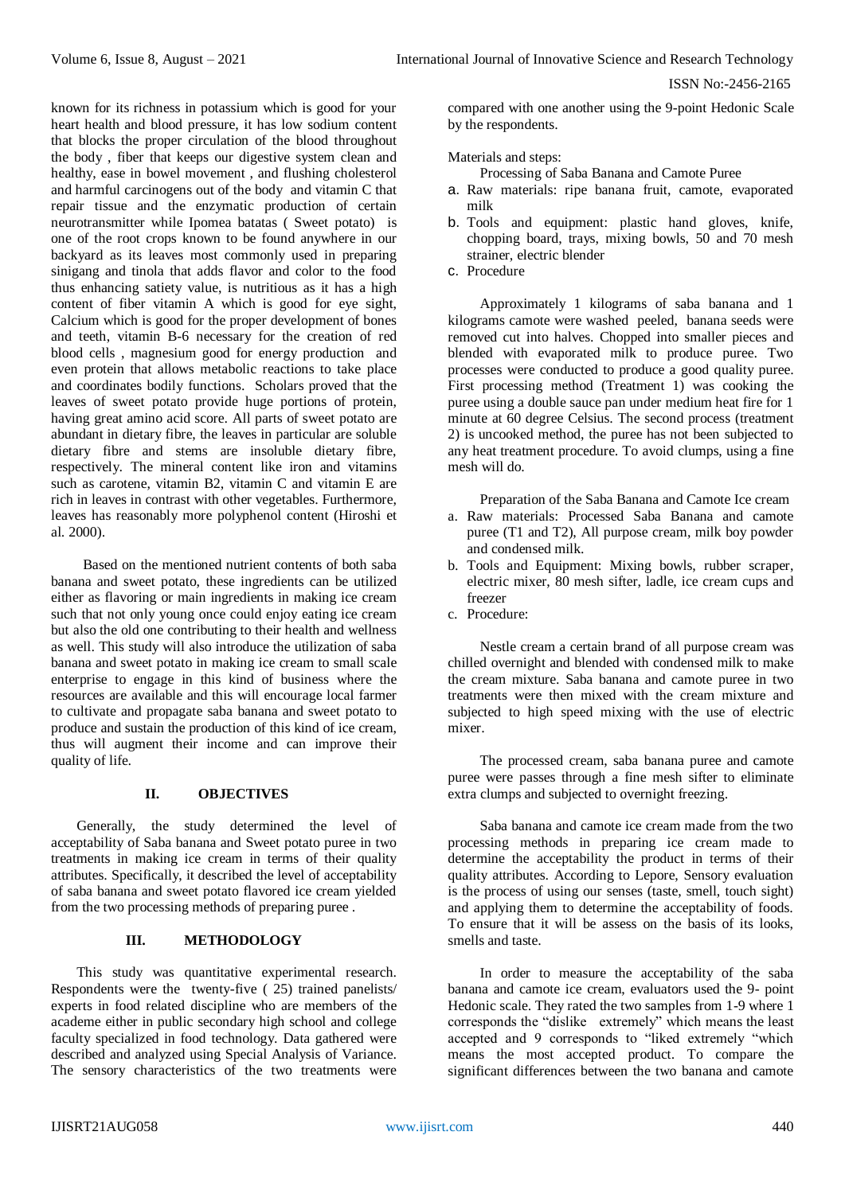known for its richness in potassium which is good for your heart health and blood pressure, it has low sodium content that blocks the proper circulation of the blood throughout the body , fiber that keeps our digestive system clean and healthy, ease in bowel movement , and flushing cholesterol and harmful carcinogens out of the body and vitamin C that repair tissue and the enzymatic production of certain neurotransmitter while Ipomea batatas ( Sweet potato) is one of the root crops known to be found anywhere in our backyard as its leaves most commonly used in preparing sinigang and tinola that adds flavor and color to the food thus enhancing satiety value, is nutritious as it has a high content of fiber vitamin A which is good for eye sight, Calcium which is good for the proper development of bones and teeth, vitamin B-6 necessary for the creation of red blood cells , magnesium good for energy production and even protein that allows metabolic reactions to take place and coordinates bodily functions. Scholars proved that the leaves of sweet potato provide huge portions of protein, having great amino acid score. All parts of sweet potato are abundant in dietary fibre, the leaves in particular are soluble dietary fibre and stems are insoluble dietary fibre, respectively. The mineral content like iron and vitamins such as carotene, vitamin B2, vitamin C and vitamin E are rich in leaves in contrast with other vegetables. Furthermore, leaves has reasonably more polyphenol content (Hiroshi et al. 2000).

Based on the mentioned nutrient contents of both saba banana and sweet potato, these ingredients can be utilized either as flavoring or main ingredients in making ice cream such that not only young once could enjoy eating ice cream but also the old one contributing to their health and wellness as well. This study will also introduce the utilization of saba banana and sweet potato in making ice cream to small scale enterprise to engage in this kind of business where the resources are available and this will encourage local farmer to cultivate and propagate saba banana and sweet potato to produce and sustain the production of this kind of ice cream, thus will augment their income and can improve their quality of life.

## II. OBJECTIVES

Generally, the study determined the level of acceptability of Saba banana and Sweet potato puree in two treatments in making ice cream in terms of their quality attributes. Specifically, it described the level of acceptability of saba banana and sweet potato flavored ice cream yielded from the two processing methods of preparing puree .

## III. METHODOLOGY

This study was quantitative experimental research. Respondents were the twenty-five ( 25) trained panelists/ experts in food related discipline who are members of the academe either in public secondary high school and college faculty specialized in food technology. Data gathered were described and analyzed using Special Analysis of Variance. The sensory characteristics of the two treatments were compared with one another using the 9-point Hedonic Scale by the respondents.

Materials and steps:

Processing of Saba Banana and Camote Puree

a. Raw materials: ripe banana fruit, camote, evaporated milk
b. Tools and equipment: plastic hand gloves, knife, chopping board, trays, mixing bowls, 50 and 70 mesh strainer, electric blender
c. Procedure

Approximately 1 kilograms of saba banana and 1 kilograms camote were washed peeled, banana seeds were removed cut into halves. Chopped into smaller pieces and blended with evaporated milk to produce puree. Two processes were conducted to produce a good quality puree. First processing method (Treatment 1) was cooking the puree using a double sauce pan under medium heat fire for 1 minute at 60 degree Celsius. The second process (treatment 2) is uncooked method, the puree has not been subjected to any heat treatment procedure. To avoid clumps, using a fine mesh will do.

Preparation of the Saba Banana and Camote Ice cream

a. Raw materials: Processed Saba Banana and camote puree (T1 and T2), All purpose cream, milk boy powder and condensed milk.
b. Tools and Equipment: Mixing bowls, rubber scraper, electric mixer, 80 mesh sifter, ladle, ice cream cups and freezer
c. Procedure:

Nestle cream a certain brand of all purpose cream was chilled overnight and blended with condensed milk to make the cream mixture. Saba banana and camote puree in two treatments were then mixed with the cream mixture and subjected to high speed mixing with the use of electric mixer.

The processed cream, saba banana puree and camote puree were passes through a fine mesh sifter to eliminate extra clumps and subjected to overnight freezing.

Saba banana and camote ice cream made from the two processing methods in preparing ice cream made to determine the acceptability the product in terms of their quality attributes. According to Lepore, Sensory evaluation is the process of using our senses (taste, smell, touch sight) and applying them to determine the acceptability of foods. To ensure that it will be assess on the basis of its looks, smells and taste.

In order to measure the acceptability of the saba banana and camote ice cream, evaluators used the 9- point Hedonic scale. They rated the two samples from 1-9 where 1 corresponds the "dislike extremely" which means the least accepted and 9 corresponds to "liked extremely "which means the most accepted product. To compare the significant differences between the two banana and camote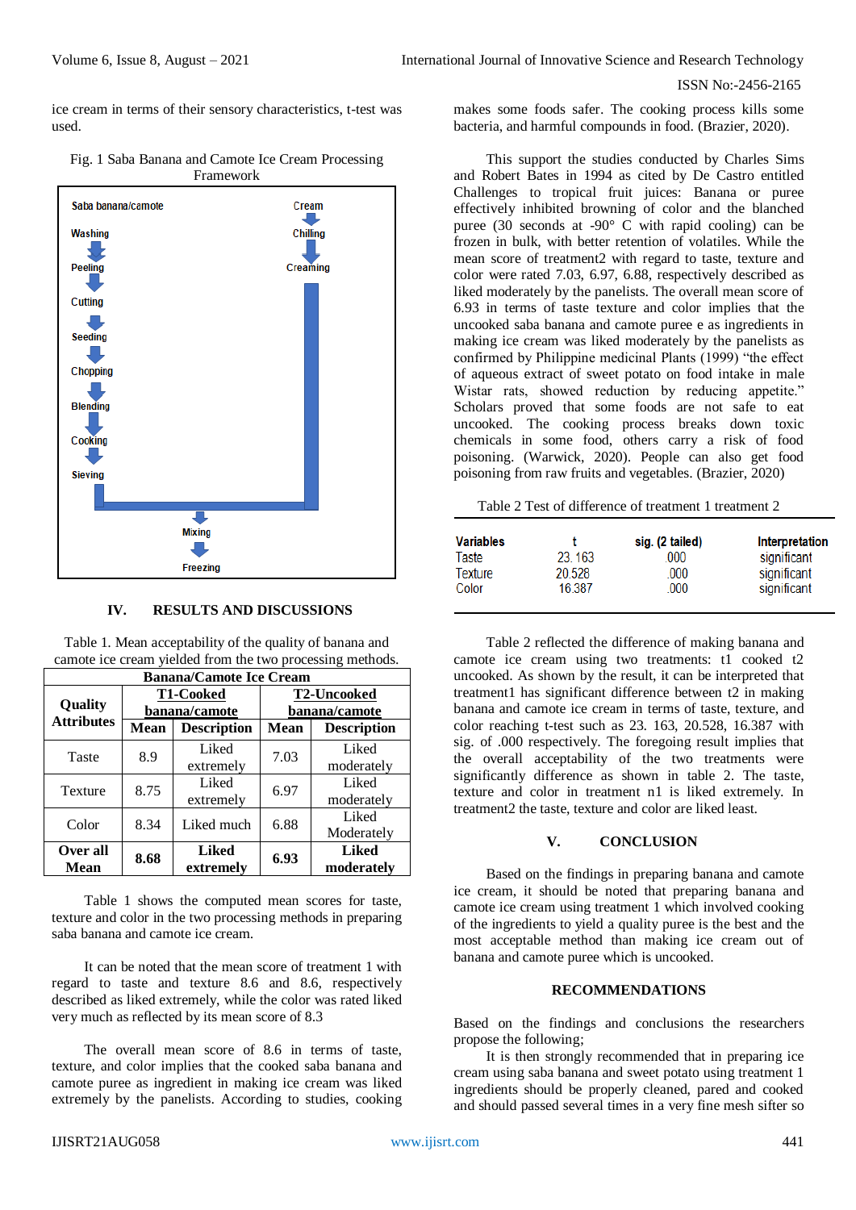ice cream in terms of their sensory characteristics, t-test was used.

Fig. 1 Saba Banana and Camote Ice Cream Processing Framework

Saba banana/camote → Washing → Peeling → Cutting → Seeding → Chopping → Blending → Cooking → Sieving

Cream → Chilling → Creaming

→ Mixing → Freezing

## IV. RESULTS AND DISCUSSIONS

Table 1. Mean acceptability of the quality of banana and camote ice cream yielded from the two processing methods.

| Banana/Camote Ice Cream | | | | |
|---|---|---|---|---|
| **Quality Attributes** | **T1-Cooked banana/camote** | | **T2-Uncooked banana/camote** | |
| | **Mean** | **Description** | **Mean** | **Description** |
| Taste | 8.9 | Liked extremely | 7.03 | Liked moderately |
| Texture | 8.75 | Liked extremely | 6.97 | Liked moderately |
| Color | 8.34 | Liked much | 6.88 | Liked Moderately |
| **Over all Mean** | **8.68** | **Liked extremely** | **6.93** | **Liked moderately** |

Table 1 shows the computed mean scores for taste, texture and color in the two processing methods in preparing saba banana and camote ice cream.

It can be noted that the mean score of treatment 1 with regard to taste and texture 8.6 and 8.6, respectively described as liked extremely, while the color was rated liked very much as reflected by its mean score of 8.3

The overall mean score of 8.6 in terms of taste, texture, and color implies that the cooked saba banana and camote puree as ingredient in making ice cream was liked extremely by the panelists. According to studies, cooking makes some foods safer. The cooking process kills some bacteria, and harmful compounds in food. (Brazier, 2020).

This support the studies conducted by Charles Sims and Robert Bates in 1994 as cited by De Castro entitled Challenges to tropical fruit juices: Banana or puree effectively inhibited browning of color and the blanched puree (30 seconds at -90° C with rapid cooling) can be frozen in bulk, with better retention of volatiles. While the mean score of treatment2 with regard to taste, texture and color were rated 7.03, 6.97, 6.88, respectively described as liked moderately by the panelists. The overall mean score of 6.93 in terms of taste texture and color implies that the uncooked saba banana and camote puree e as ingredients in making ice cream was liked moderately by the panelists as confirmed by Philippine medicinal Plants (1999) "the effect of aqueous extract of sweet potato on food intake in male Wistar rats, showed reduction by reducing appetite." Scholars proved that some foods are not safe to eat uncooked. The cooking process breaks down toxic chemicals in some food, others carry a risk of food poisoning. (Warwick, 2020). People can also get food poisoning from raw fruits and vegetables. (Brazier, 2020)

Table 2 Test of difference of treatment 1 treatment 2

| Variables | t | sig. (2 tailed) | Interpretation |
|---|---|---|---|
| Taste | 23. 163 | .000 | significant |
| Texture | 20.528 | .000 | significant |
| Color | 16.387 | .000 | significant |

Table 2 reflected the difference of making banana and camote ice cream using two treatments: t1 cooked t2 uncooked. As shown by the result, it can be interpreted that treatment1 has significant difference between t2 in making banana and camote ice cream in terms of taste, texture, and color reaching t-test such as 23. 163, 20.528, 16.387 with sig. of .000 respectively. The foregoing result implies that the overall acceptability of the two treatments were significantly difference as shown in table 2. The taste, texture and color in treatment n1 is liked extremely. In treatment2 the taste, texture and color are liked least.

## V. CONCLUSION

Based on the findings in preparing banana and camote ice cream, it should be noted that preparing banana and camote ice cream using treatment 1 which involved cooking of the ingredients to yield a quality puree is the best and the most acceptable method than making ice cream out of banana and camote puree which is uncooked.

## RECOMMENDATIONS

Based on the findings and conclusions the researchers propose the following;

It is then strongly recommended that in preparing ice cream using saba banana and sweet potato using treatment 1 ingredients should be properly cleaned, pared and cooked and should passed several times in a very fine mesh sifter so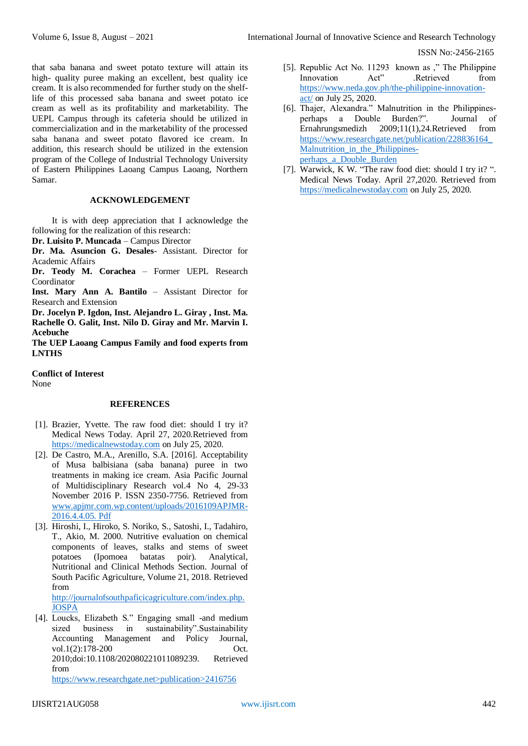that saba banana and sweet potato texture will attain its high- quality puree making an excellent, best quality ice cream. It is also recommended for further study on the shelf-life of this processed saba banana and sweet potato ice cream as well as its profitability and marketability. The UEPL Campus through its cafeteria should be utilized in commercialization and in the marketability of the processed saba banana and sweet potato flavored ice cream. In addition, this research should be utilized in the extension program of the College of Industrial Technology University of Eastern Philippines Laoang Campus Laoang, Northern Samar.

## ACKNOWLEDGEMENT

It is with deep appreciation that I acknowledge the following for the realization of this research:

**Dr. Luisito P. Muncada** – Campus Director
**Dr. Ma. Asuncion G. Desales**- Assistant. Director for Academic Affairs
**Dr. Teody M. Corachea** – Former UEPL Research Coordinator
**Inst. Mary Ann A. Bantilo** – Assistant Director for Research and Extension
**Dr. Jocelyn P. Igdon, Inst. Alejandro L. Giray , Inst. Ma. Rachelle O. Galit, Inst. Nilo D. Giray and Mr. Marvin I. Acebuche**
**The UEP Laoang Campus Family and food experts from LNTHS**

**Conflict of Interest**
None

## REFERENCES

[1]. Brazier, Yvette. The raw food diet: should I try it? Medical News Today. April 27, 2020.Retrieved from https://medicalnewstoday.com on July 25, 2020.

[2]. De Castro, M.A., Arenillo, S.A. [2016]. Acceptability of Musa balbisiana (saba banana) puree in two treatments in making ice cream. Asia Pacific Journal of Multidisciplinary Research vol.4 No 4, 29-33 November 2016 P. ISSN 2350-7756. Retrieved from www.apjmr.com.wp.content/uploads/2016109APJMR-2016.4.4.05. Pdf

[3]. Hiroshi, I., Hiroko, S. Noriko, S., Satoshi, I., Tadahiro, T., Akio, M. 2000. Nutritive evaluation on chemical components of leaves, stalks and stems of sweet potatoes (Ipomoea batatas poir). Analytical, Nutritional and Clinical Methods Section. Journal of South Pacific Agriculture, Volume 21, 2018. Retrieved from http://journalofsouthpaficicagriculture.com/index.php.JOSPA

[4]. Loucks, Elizabeth S." Engaging small -and medium sized business in sustainability".Sustainability Accounting Management and Policy Journal, vol.1(2):178-200 Oct. 2010;doi:10.1108/202080221011089239. Retrieved from https://www.researchgate.net>publication>2416756

[5]. Republic Act No. 11293 known as ," The Philippine Innovation Act" .Retrieved from https://www.neda.gov.ph/the-philippine-innovation-act/ on July 25, 2020.

[6]. Thajer, Alexandra." Malnutrition in the Philippines-perhaps a Double Burden?". Journal of Ernahrungsmedizh 2009;11(1),24.Retrieved from https://www.researchgate.net/publication/228836164_Malnutrition_in_the_Philippines-perhaps_a_Double_Burden

[7]. Warwick, K W. "The raw food diet: should I try it? ". Medical News Today. April 27,2020. Retrieved from https://medicalnewstoday.com on July 25, 2020.